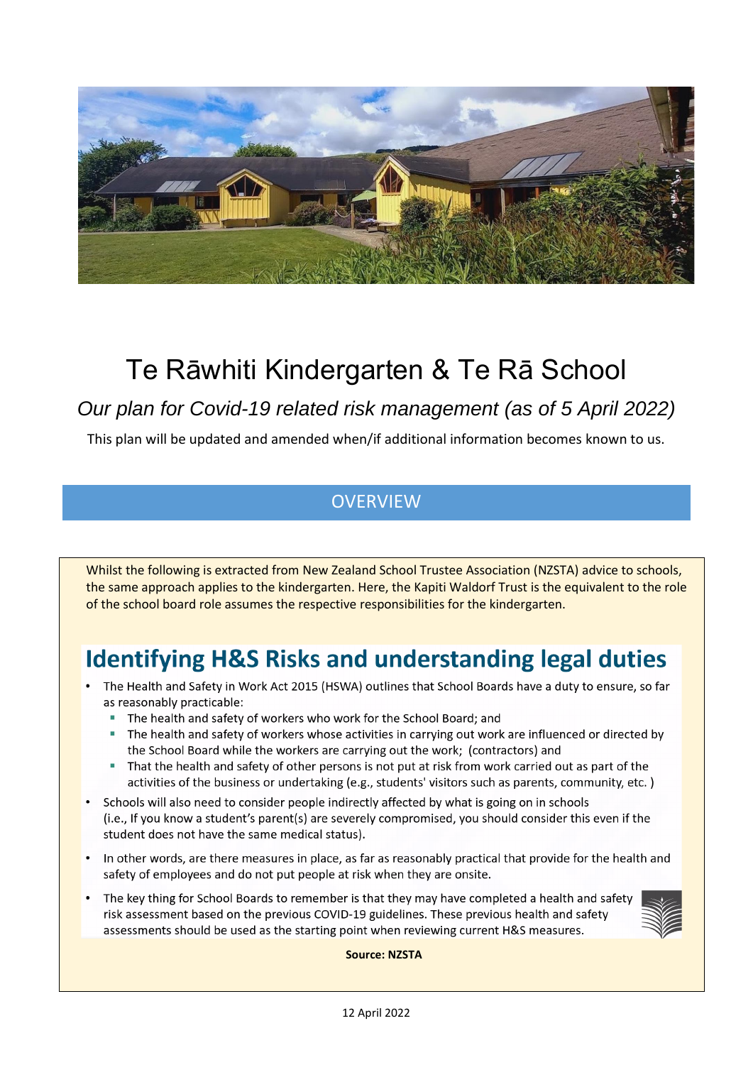# Te Rāwhiti Kindergarten & Te Rā School

*Our plan for Covid-19 related risk management (as of 5 April 2022)*

This plan will be updated and amended when/if additional information becomes known to us.

## OVERVIEW

Whilst the following is extracted from New Zealand School Trustee Association (NZSTA) advice to schools, the same approach applies to the kindergarten. Here, the Kapiti Waldorf Trust is the equivalent to the role of the school board role assumes the respective responsibilities for the kindergarten.

### Identifying H&S Risks and understanding legal duties

- The Health and Safety in Work Act 2015 (HSWA) outlines that School Boards have a duty to ensure, so far as reasonably practicable:
  - The health and safety of workers who work for the School Board; and
  - The health and safety of workers whose activities in carrying out work are influenced or directed by the School Board while the workers are carrying out the work; (contractors) and
  - That the health and safety of other persons is not put at risk from work carried out as part of the activities of the business or undertaking (e.g., students' visitors such as parents, community, etc. )
- Schools will also need to consider people indirectly affected by what is going on in schools (i.e., If you know a student's parent(s) are severely compromised, you should consider this even if the student does not have the same medical status).
- In other words, are there measures in place, as far as reasonably practical that provide for the health and safety of employees and do not put people at risk when they are onsite.
- The key thing for School Boards to remember is that they may have completed a health and safety risk assessment based on the previous COVID-19 guidelines. These previous health and safety assessments should be used as the starting point when reviewing current H&S measures.

**Source: NZSTA**

12 April 2022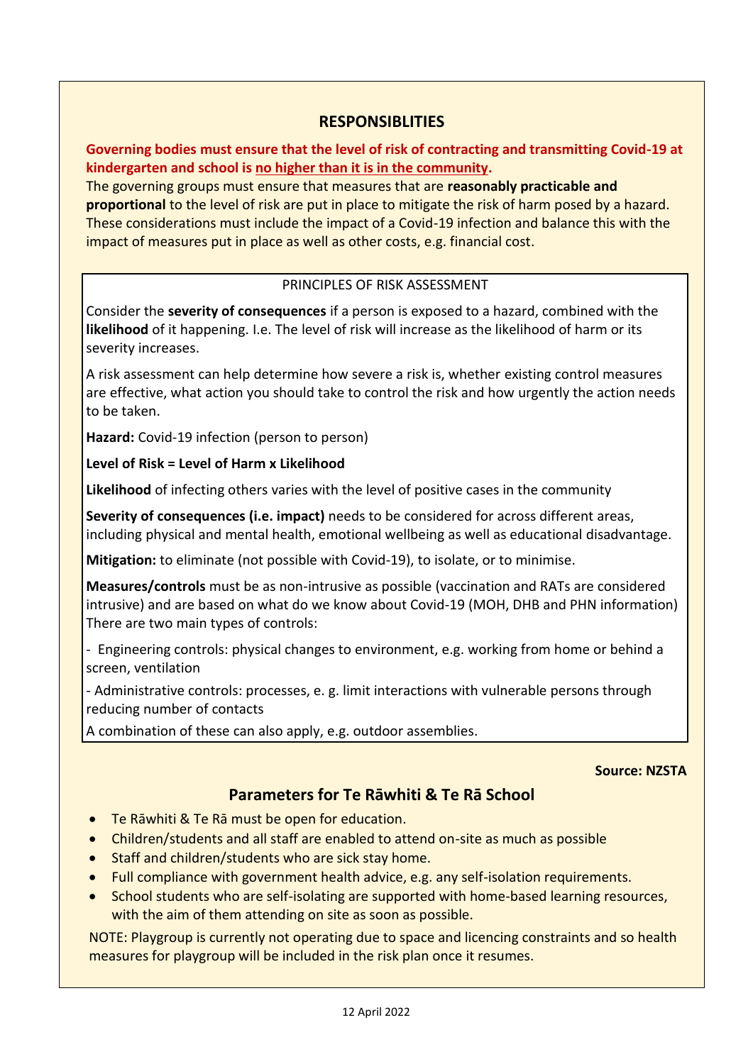## RESPONSIBLIITIES

**Governing bodies must ensure that the level of risk of contracting and transmitting Covid-19 at kindergarten and school is <u>no higher than it is in the community</u>.**

The governing groups must ensure that measures that are **reasonably practicable and proportional** to the level of risk are put in place to mitigate the risk of harm posed by a hazard. These considerations must include the impact of a Covid-19 infection and balance this with the impact of measures put in place as well as other costs, e.g. financial cost.

### PRINCIPLES OF RISK ASSESSMENT

Consider the **severity of consequences** if a person is exposed to a hazard, combined with the **likelihood** of it happening. I.e. The level of risk will increase as the likelihood of harm or its severity increases.

A risk assessment can help determine how severe a risk is, whether existing control measures are effective, what action you should take to control the risk and how urgently the action needs to be taken.

**Hazard:** Covid-19 infection (person to person)

**Level of Risk = Level of Harm x Likelihood**

**Likelihood** of infecting others varies with the level of positive cases in the community

**Severity of consequences (i.e. impact)** needs to be considered for across different areas, including physical and mental health, emotional wellbeing as well as educational disadvantage.

**Mitigation:** to eliminate (not possible with Covid-19), to isolate, or to minimise.

**Measures/controls** must be as non-intrusive as possible (vaccination and RATs are considered intrusive) and are based on what do we know about Covid-19 (MOH, DHB and PHN information) There are two main types of controls:

- Engineering controls: physical changes to environment, e.g. working from home or behind a screen, ventilation
- Administrative controls: processes, e. g. limit interactions with vulnerable persons through reducing number of contacts

A combination of these can also apply, e.g. outdoor assemblies.

**Source: NZSTA**

## Parameters for Te Rāwhiti & Te Rā School

- Te Rāwhiti & Te Rā must be open for education.
- Children/students and all staff are enabled to attend on-site as much as possible
- Staff and children/students who are sick stay home.
- Full compliance with government health advice, e.g. any self-isolation requirements.
- School students who are self-isolating are supported with home-based learning resources, with the aim of them attending on site as soon as possible.

NOTE: Playgroup is currently not operating due to space and licencing constraints and so health measures for playgroup will be included in the risk plan once it resumes.

12 April 2022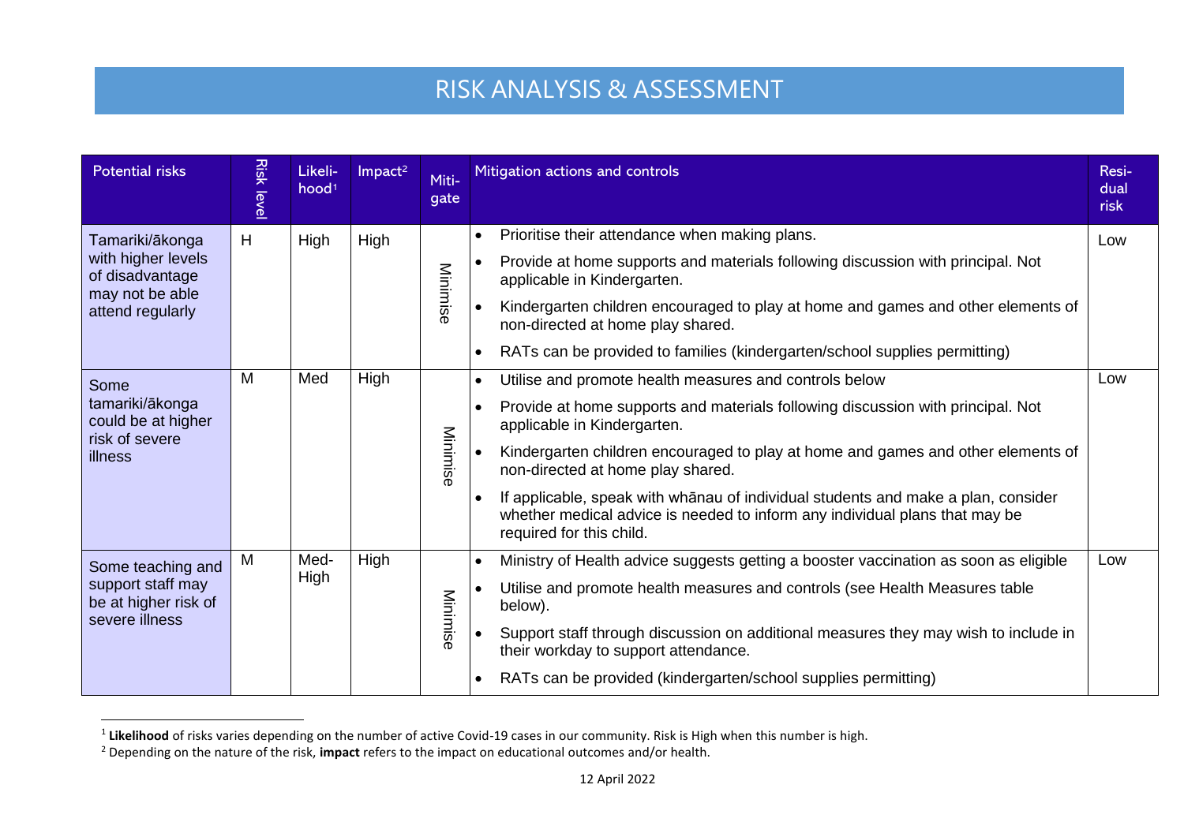# RISK ANALYSIS & ASSESSMENT

| Potential risks | Risk level | Likelihood[1] | Impact[2] | Mitigate | Mitigation actions and controls | Residual risk |
|---|---|---|---|---|---|---|
| Tamariki/ākonga with higher levels of disadvantage may not be able attend regularly | H | High | High | Minimise | • Prioritise their attendance when making plans.<br>• Provide at home supports and materials following discussion with principal. Not applicable in Kindergarten.<br>• Kindergarten children encouraged to play at home and games and other elements of non-directed at home play shared.<br>• RATs can be provided to families (kindergarten/school supplies permitting) | Low |
| Some tamariki/ākonga could be at higher risk of severe illness | M | Med | High | Minimise | • Utilise and promote health measures and controls below<br>• Provide at home supports and materials following discussion with principal. Not applicable in Kindergarten.<br>• Kindergarten children encouraged to play at home and games and other elements of non-directed at home play shared.<br>• If applicable, speak with whānau of individual students and make a plan, consider whether medical advice is needed to inform any individual plans that may be required for this child. | Low |
| Some teaching and support staff may be at higher risk of severe illness | M | Med-High | High | Minimise | • Ministry of Health advice suggests getting a booster vaccination as soon as eligible<br>• Utilise and promote health measures and controls (see Health Measures table below).<br>• Support staff through discussion on additional measures they may wish to include in their workday to support attendance.<br>• RATs can be provided (kindergarten/school supplies permitting) | Low |

[1] **Likelihood** of risks varies depending on the number of active Covid-19 cases in our community. Risk is High when this number is high.

[2] Depending on the nature of the risk, **impact** refers to the impact on educational outcomes and/or health.

12 April 2022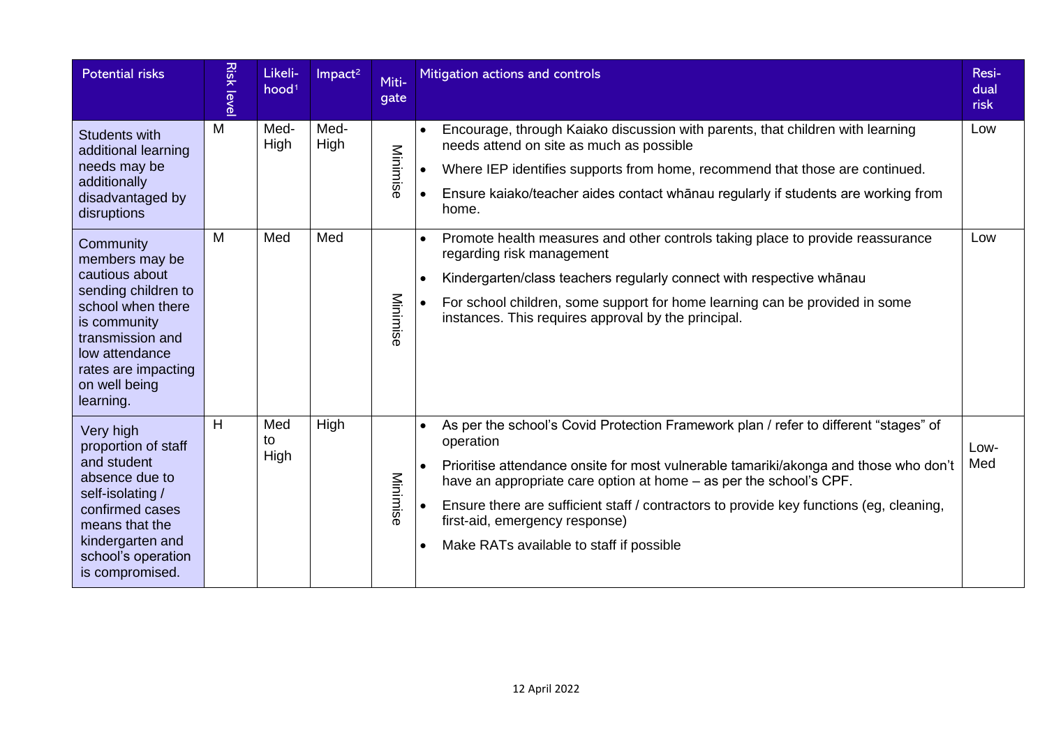| Potential risks | Risk level | Likeli-hood[1] | Impact[2] | Miti-gate | Mitigation actions and controls | Resi-dual risk |
|---|---|---|---|---|---|---|
| Students with additional learning needs may be additionally disadvantaged by disruptions | M | Med-High | Med-High | Minimise | • Encourage, through Kaiako discussion with parents, that children with learning needs attend on site as much as possible<br>• Where IEP identifies supports from home, recommend that those are continued.<br>• Ensure kaiako/teacher aides contact whānau regularly if students are working from home. | Low |
| Community members may be cautious about sending children to school when there is community transmission and low attendance rates are impacting on well being learning. | M | Med | Med | Minimise | • Promote health measures and other controls taking place to provide reassurance regarding risk management<br>• Kindergarten/class teachers regularly connect with respective whānau<br>• For school children, some support for home learning can be provided in some instances. This requires approval by the principal. | Low |
| Very high proportion of staff and student absence due to self-isolating / confirmed cases means that the kindergarten and school's operation is compromised. | H | Med to High | High | Minimise | • As per the school's Covid Protection Framework plan / refer to different "stages" of operation<br>• Prioritise attendance onsite for most vulnerable tamariki/akonga and those who don't have an appropriate care option at home – as per the school's CPF.<br>• Ensure there are sufficient staff / contractors to provide key functions (eg, cleaning, first-aid, emergency response)<br>• Make RATs available to staff if possible | Low-Med |

12 April 2022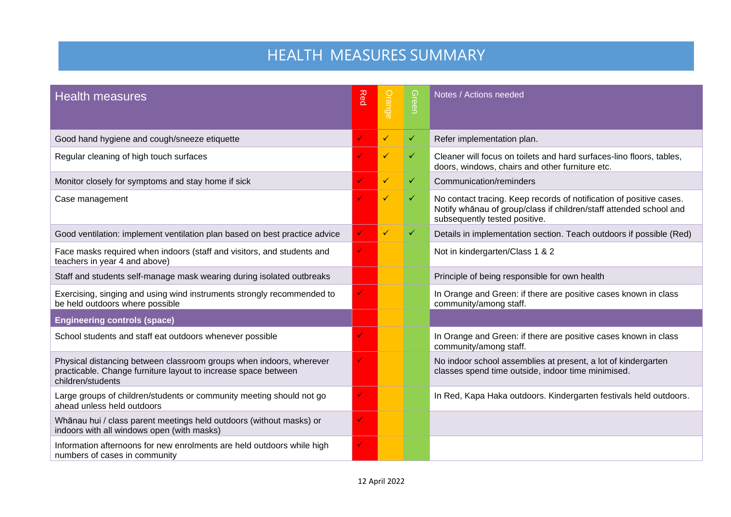# HEALTH MEASURES SUMMARY

| Health measures | Red | Orange | Green | Notes / Actions needed |
|---|---|---|---|---|
| Good hand hygiene and cough/sneeze etiquette | ✓ | ✓ | ✓ | Refer implementation plan. |
| Regular cleaning of high touch surfaces | ✓ | ✓ | ✓ | Cleaner will focus on toilets and hard surfaces-lino floors, tables, doors, windows, chairs and other furniture etc. |
| Monitor closely for symptoms and stay home if sick | ✓ | ✓ | ✓ | Communication/reminders |
| Case management | ✓ | ✓ | ✓ | No contact tracing. Keep records of notification of positive cases. Notify whānau of group/class if children/staff attended school and subsequently tested positive. |
| Good ventilation: implement ventilation plan based on best practice advice | ✓ | ✓ | ✓ | Details in implementation section. Teach outdoors if possible (Red) |
| Face masks required when indoors (staff and visitors, and students and teachers in year 4 and above) | ✓ | | | Not in kindergarten/Class 1 & 2 |
| Staff and students self-manage mask wearing during isolated outbreaks | | | | Principle of being responsible for own health |
| Exercising, singing and using wind instruments strongly recommended to be held outdoors where possible | ✓ | | | In Orange and Green: if there are positive cases known in class community/among staff. |
| **Engineering controls (space)** | | | | |
| School students and staff eat outdoors whenever possible | ✓ | | | In Orange and Green: if there are positive cases known in class community/among staff. |
| Physical distancing between classroom groups when indoors, wherever practicable. Change furniture layout to increase space between children/students | ✓ | | | No indoor school assemblies at present, a lot of kindergarten classes spend time outside, indoor time minimised. |
| Large groups of children/students or community meeting should not go ahead unless held outdoors | ✓ | | | In Red, Kapa Haka outdoors. Kindergarten festivals held outdoors. |
| Whānau hui / class parent meetings held outdoors (without masks) or indoors with all windows open (with masks) | ✓ | | | |
| Information afternoons for new enrolments are held outdoors while high numbers of cases in community | ✓ | | | |

12 April 2022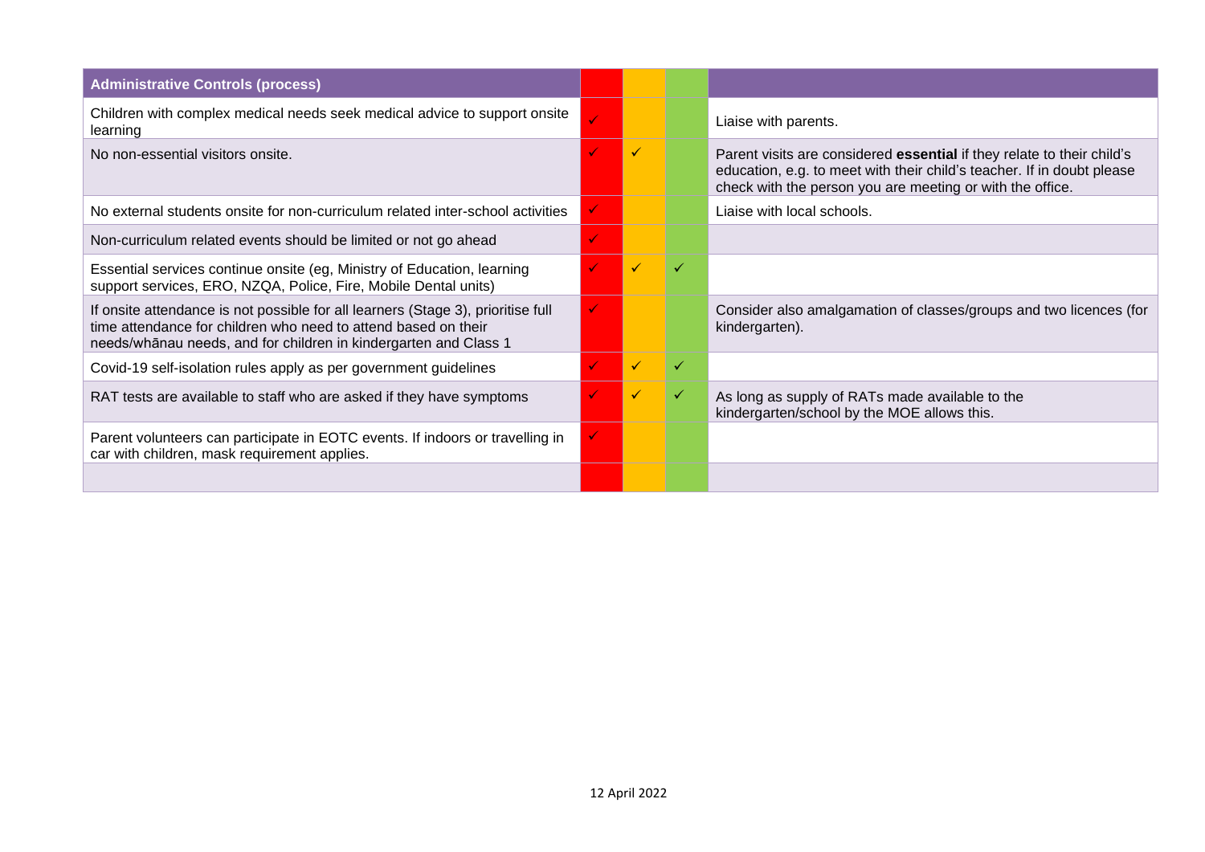| Administrative Controls (process) | | | | |
|---|---|---|---|---|
| Children with complex medical needs seek medical advice to support onsite learning | ✓ | | | Liaise with parents. |
| No non-essential visitors onsite. | ✓ | ✓ | | Parent visits are considered **essential** if they relate to their child's education, e.g. to meet with their child's teacher. If in doubt please check with the person you are meeting or with the office. |
| No external students onsite for non-curriculum related inter-school activities | ✓ | | | Liaise with local schools. |
| Non-curriculum related events should be limited or not go ahead | ✓ | | | |
| Essential services continue onsite (eg, Ministry of Education, learning support services, ERO, NZQA, Police, Fire, Mobile Dental units) | ✓ | ✓ | ✓ | |
| If onsite attendance is not possible for all learners (Stage 3), prioritise full time attendance for children who need to attend based on their needs/whānau needs, and for children in kindergarten and Class 1 | ✓ | | | Consider also amalgamation of classes/groups and two licences (for kindergarten). |
| Covid-19 self-isolation rules apply as per government guidelines | ✓ | ✓ | ✓ | |
| RAT tests are available to staff who are asked if they have symptoms | ✓ | ✓ | ✓ | As long as supply of RATs made available to the kindergarten/school by the MOE allows this. |
| Parent volunteers can participate in EOTC events. If indoors or travelling in car with children, mask requirement applies. | ✓ | | | |
| | | | | |

12 April 2022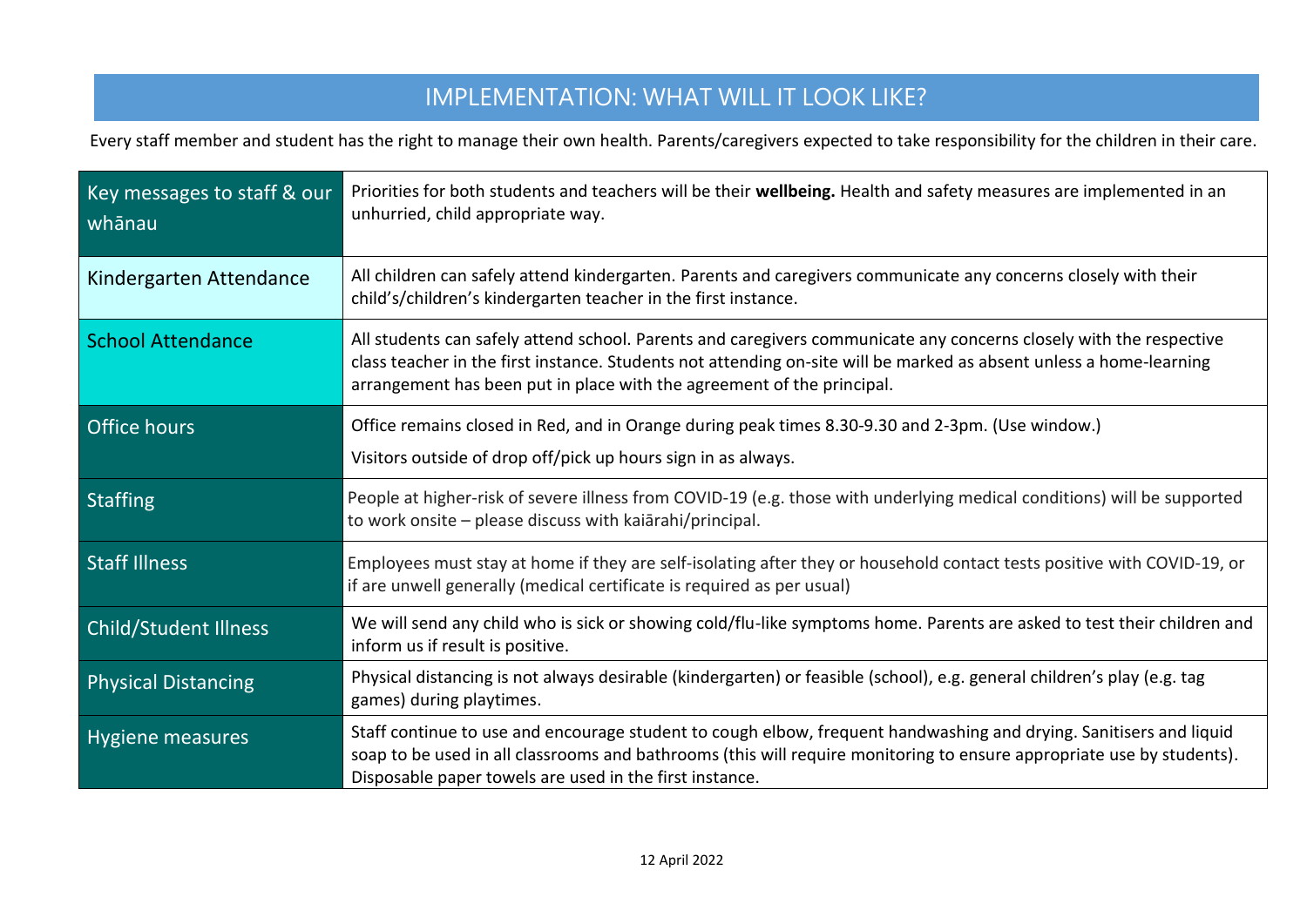# IMPLEMENTATION: WHAT WILL IT LOOK LIKE?

Every staff member and student has the right to manage their own health. Parents/caregivers expected to take responsibility for the children in their care.

| | |
|---|---|
| Key messages to staff & our whānau | Priorities for both students and teachers will be their **wellbeing.** Health and safety measures are implemented in an unhurried, child appropriate way. |
| Kindergarten Attendance | All children can safely attend kindergarten. Parents and caregivers communicate any concerns closely with their child's/children's kindergarten teacher in the first instance. |
| School Attendance | All students can safely attend school. Parents and caregivers communicate any concerns closely with the respective class teacher in the first instance. Students not attending on-site will be marked as absent unless a home-learning arrangement has been put in place with the agreement of the principal. |
| Office hours | Office remains closed in Red, and in Orange during peak times 8.30-9.30 and 2-3pm. (Use window.) Visitors outside of drop off/pick up hours sign in as always. |
| Staffing | People at higher-risk of severe illness from COVID-19 (e.g. those with underlying medical conditions) will be supported to work onsite – please discuss with kaiārahi/principal. |
| Staff Illness | Employees must stay at home if they are self-isolating after they or household contact tests positive with COVID-19, or if are unwell generally (medical certificate is required as per usual) |
| Child/Student Illness | We will send any child who is sick or showing cold/flu-like symptoms home. Parents are asked to test their children and inform us if result is positive. |
| Physical Distancing | Physical distancing is not always desirable (kindergarten) or feasible (school), e.g. general children's play (e.g. tag games) during playtimes. |
| Hygiene measures | Staff continue to use and encourage student to cough elbow, frequent handwashing and drying. Sanitisers and liquid soap to be used in all classrooms and bathrooms (this will require monitoring to ensure appropriate use by students). Disposable paper towels are used in the first instance. |

12 April 2022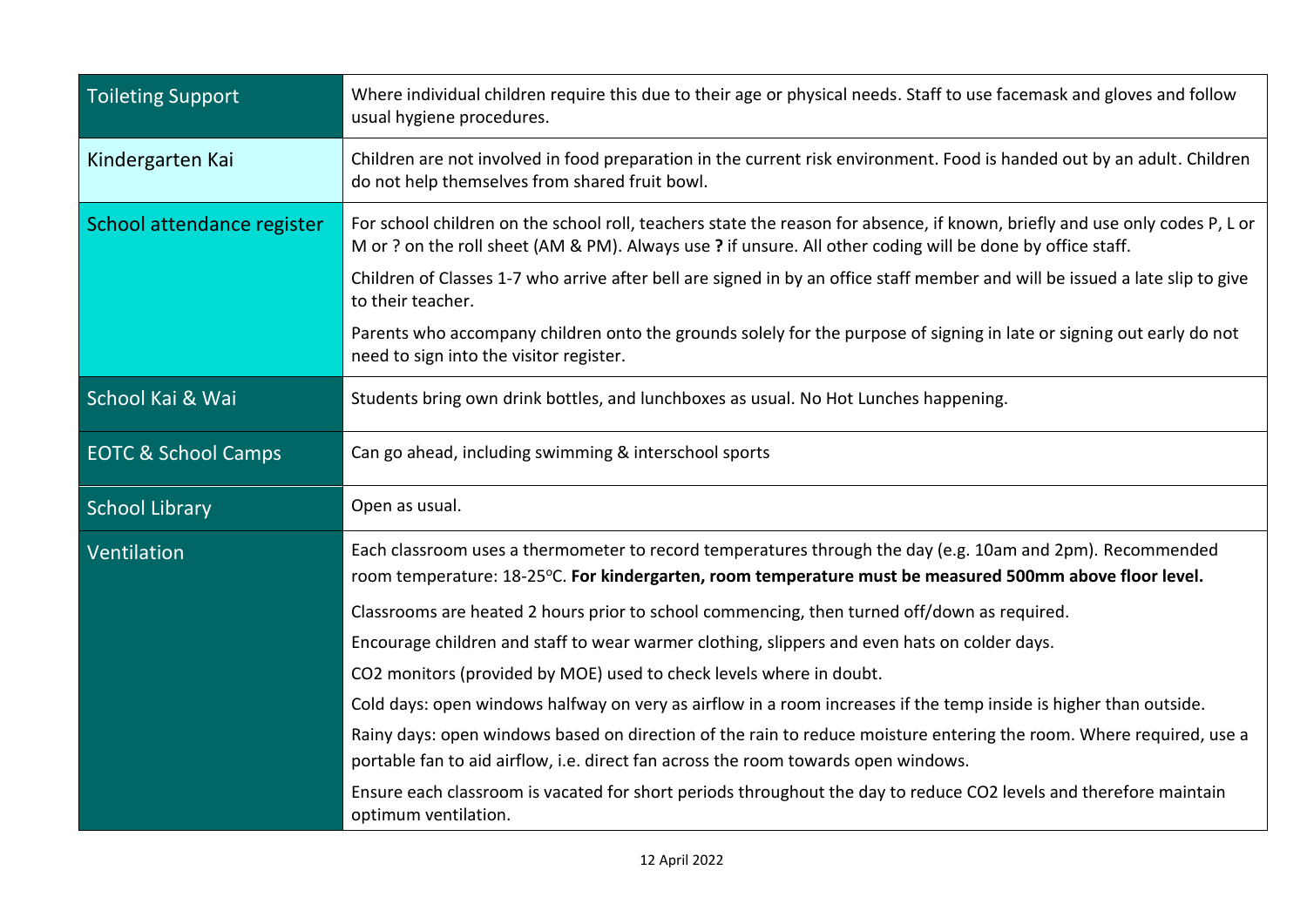| | |
|---|---|
| Toileting Support | Where individual children require this due to their age or physical needs. Staff to use facemask and gloves and follow usual hygiene procedures. |
| Kindergarten Kai | Children are not involved in food preparation in the current risk environment. Food is handed out by an adult. Children do not help themselves from shared fruit bowl. |
| School attendance register | For school children on the school roll, teachers state the reason for absence, if known, briefly and use only codes P, L or M or ? on the roll sheet (AM & PM). Always use **?** if unsure. All other coding will be done by office staff.<br><br>Children of Classes 1-7 who arrive after bell are signed in by an office staff member and will be issued a late slip to give to their teacher.<br><br>Parents who accompany children onto the grounds solely for the purpose of signing in late or signing out early do not need to sign into the visitor register. |
| School Kai & Wai | Students bring own drink bottles, and lunchboxes as usual. No Hot Lunches happening. |
| EOTC & School Camps | Can go ahead, including swimming & interschool sports |
| School Library | Open as usual. |
| Ventilation | Each classroom uses a thermometer to record temperatures through the day (e.g. 10am and 2pm). Recommended room temperature: 18-25ºC. **For kindergarten, room temperature must be measured 500mm above floor level.**<br><br>Classrooms are heated 2 hours prior to school commencing, then turned off/down as required.<br><br>Encourage children and staff to wear warmer clothing, slippers and even hats on colder days.<br><br>$CO_2$ monitors (provided by MOE) used to check levels where in doubt.<br><br>Cold days: open windows halfway on very as airflow in a room increases if the temp inside is higher than outside.<br><br>Rainy days: open windows based on direction of the rain to reduce moisture entering the room. Where required, use a portable fan to aid airflow, i.e. direct fan across the room towards open windows.<br><br>Ensure each classroom is vacated for short periods throughout the day to reduce $CO_2$ levels and therefore maintain optimum ventilation. |

12 April 2022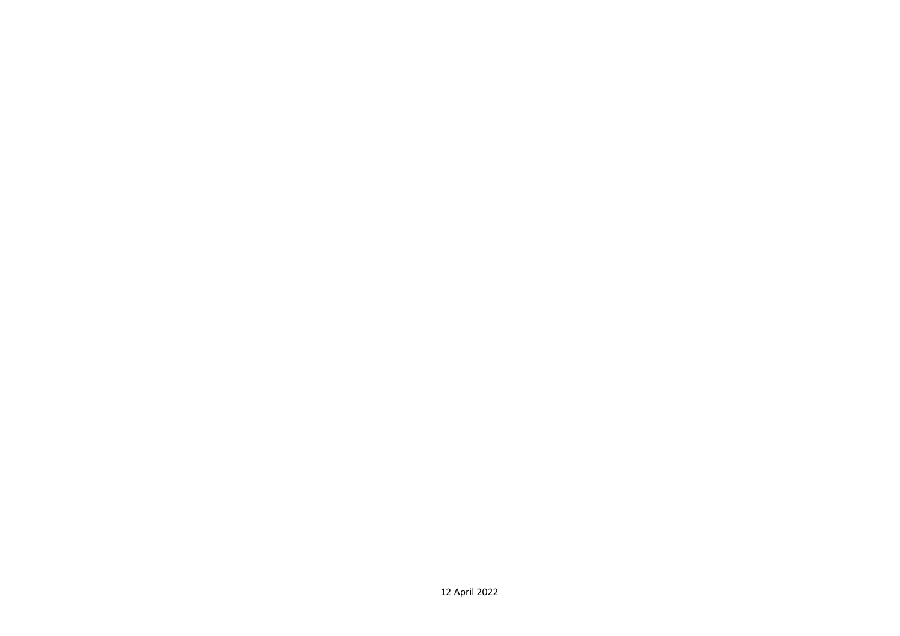12 April 2022